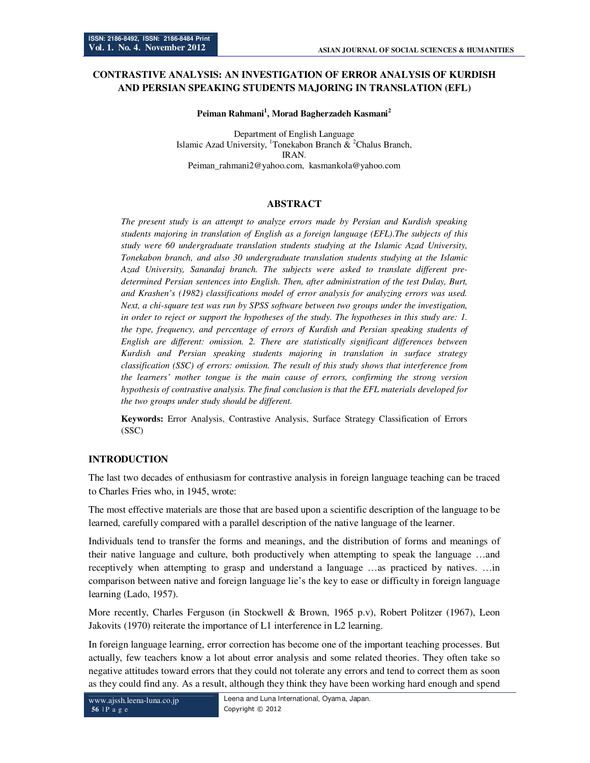# CONTRASTIVE ANALYSIS: AN INVESTIGATION OF ERROR ANALYSIS OF KURDISH AND PERSIAN SPEAKING STUDENTS MAJORING IN TRANSLATION (EFL)

**Peiman Rahmani[1], Morad Bagherzadeh Kasmani[2]**

Department of English Language
Islamic Azad University, [1]Tonekabon Branch & [2]Chalus Branch,
IRAN.
Peiman_rahmani2@yahoo.com, kasmankola@yahoo.com

## ABSTRACT

*The present study is an attempt to analyze errors made by Persian and Kurdish speaking students majoring in translation of English as a foreign language (EFL).The subjects of this study were 60 undergraduate translation students studying at the Islamic Azad University, Tonekabon branch, and also 30 undergraduate translation students studying at the Islamic Azad University, Sanandaj branch. The subjects were asked to translate different pre-determined Persian sentences into English. Then, after administration of the test Dulay, Burt, and Krashen's (1982) classifications model of error analysis for analyzing errors was used. Next, a chi-square test was run by SPSS software between two groups under the investigation, in order to reject or support the hypotheses of the study. The hypotheses in this study are: 1. the type, frequency, and percentage of errors of Kurdish and Persian speaking students of English are different: omission. 2. There are statistically significant differences between Kurdish and Persian speaking students majoring in translation in surface strategy classification (SSC) of errors: omission. The result of this study shows that interference from the learners' mother tongue is the main cause of errors, confirming the strong version hypothesis of contrastive analysis. The final conclusion is that the EFL materials developed for the two groups under study should be different.*

**Keywords:** Error Analysis, Contrastive Analysis, Surface Strategy Classification of Errors (SSC)

## INTRODUCTION

The last two decades of enthusiasm for contrastive analysis in foreign language teaching can be traced to Charles Fries who, in 1945, wrote:

The most effective materials are those that are based upon a scientific description of the language to be learned, carefully compared with a parallel description of the native language of the learner.

Individuals tend to transfer the forms and meanings, and the distribution of forms and meanings of their native language and culture, both productively when attempting to speak the language …and receptively when attempting to grasp and understand a language …as practiced by natives. …in comparison between native and foreign language lie's the key to ease or difficulty in foreign language learning (Lado, 1957).

More recently, Charles Ferguson (in Stockwell & Brown, 1965 p.v), Robert Politzer (1967), Leon Jakovits (1970) reiterate the importance of L1 interference in L2 learning.

In foreign language learning, error correction has become one of the important teaching processes. But actually, few teachers know a lot about error analysis and some related theories. They often take so negative attitudes toward errors that they could not tolerate any errors and tend to correct them as soon as they could find any. As a result, although they think they have been working hard enough and spend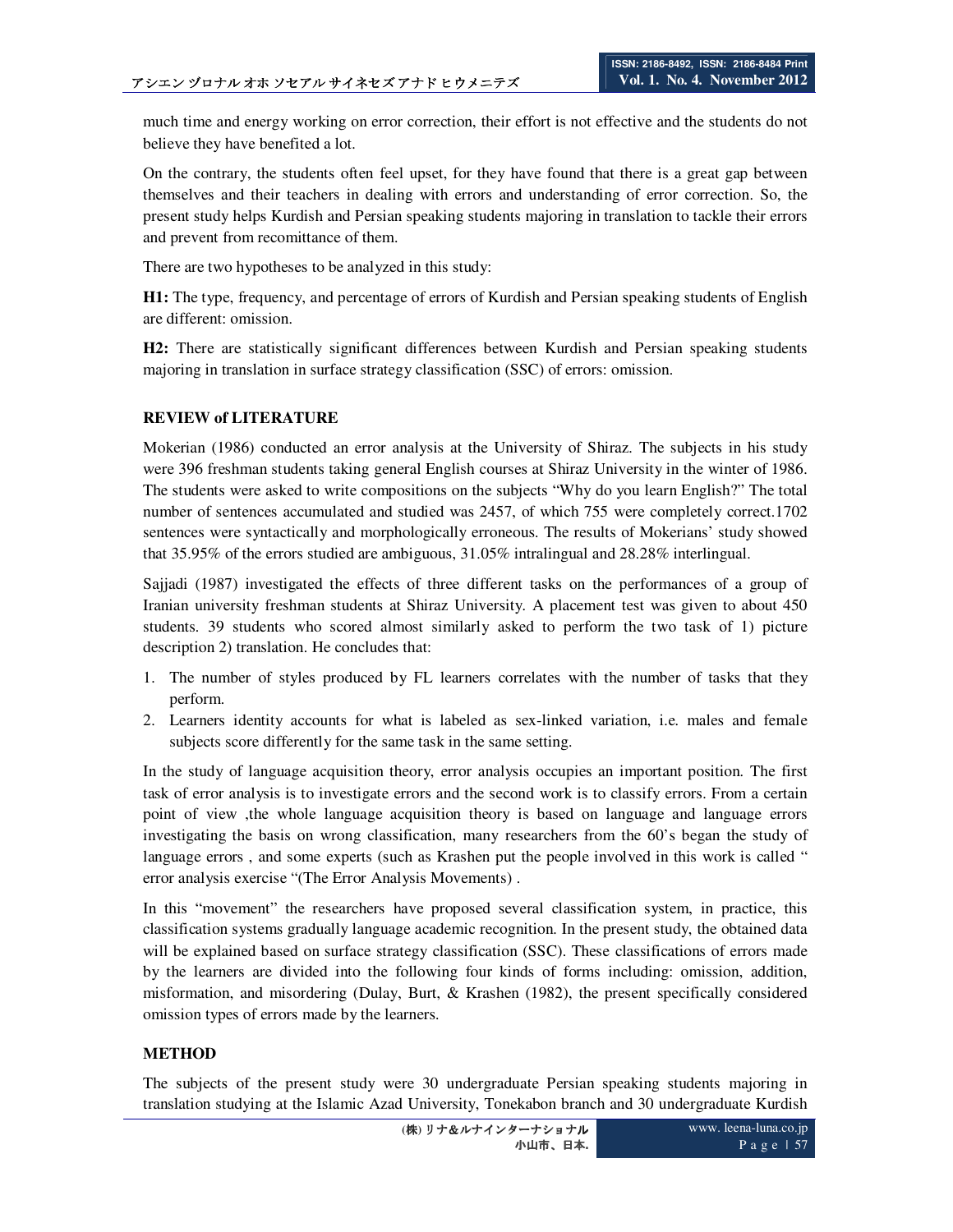much time and energy working on error correction, their effort is not effective and the students do not believe they have benefited a lot.

On the contrary, the students often feel upset, for they have found that there is a great gap between themselves and their teachers in dealing with errors and understanding of error correction. So, the present study helps Kurdish and Persian speaking students majoring in translation to tackle their errors and prevent from recomittance of them.

There are two hypotheses to be analyzed in this study:

**H1:** The type, frequency, and percentage of errors of Kurdish and Persian speaking students of English are different: omission.

**H2:** There are statistically significant differences between Kurdish and Persian speaking students majoring in translation in surface strategy classification (SSC) of errors: omission.

## REVIEW of LITERATURE

Mokerian (1986) conducted an error analysis at the University of Shiraz. The subjects in his study were 396 freshman students taking general English courses at Shiraz University in the winter of 1986. The students were asked to write compositions on the subjects "Why do you learn English?" The total number of sentences accumulated and studied was 2457, of which 755 were completely correct.1702 sentences were syntactically and morphologically erroneous. The results of Mokerians' study showed that 35.95% of the errors studied are ambiguous, 31.05% intralingual and 28.28% interlingual.

Sajjadi (1987) investigated the effects of three different tasks on the performances of a group of Iranian university freshman students at Shiraz University. A placement test was given to about 450 students. 39 students who scored almost similarly asked to perform the two task of 1) picture description 2) translation. He concludes that:

1. The number of styles produced by FL learners correlates with the number of tasks that they perform.
2. Learners identity accounts for what is labeled as sex-linked variation, i.e. males and female subjects score differently for the same task in the same setting.

In the study of language acquisition theory, error analysis occupies an important position. The first task of error analysis is to investigate errors and the second work is to classify errors. From a certain point of view ,the whole language acquisition theory is based on language and language errors investigating the basis on wrong classification, many researchers from the 60's began the study of language errors , and some experts (such as Krashen put the people involved in this work is called " error analysis exercise "(The Error Analysis Movements) .

In this "movement" the researchers have proposed several classification system, in practice, this classification systems gradually language academic recognition. In the present study, the obtained data will be explained based on surface strategy classification (SSC). These classifications of errors made by the learners are divided into the following four kinds of forms including: omission, addition, misformation, and misordering (Dulay, Burt, & Krashen (1982), the present specifically considered omission types of errors made by the learners.

## METHOD

The subjects of the present study were 30 undergraduate Persian speaking students majoring in translation studying at the Islamic Azad University, Tonekabon branch and 30 undergraduate Kurdish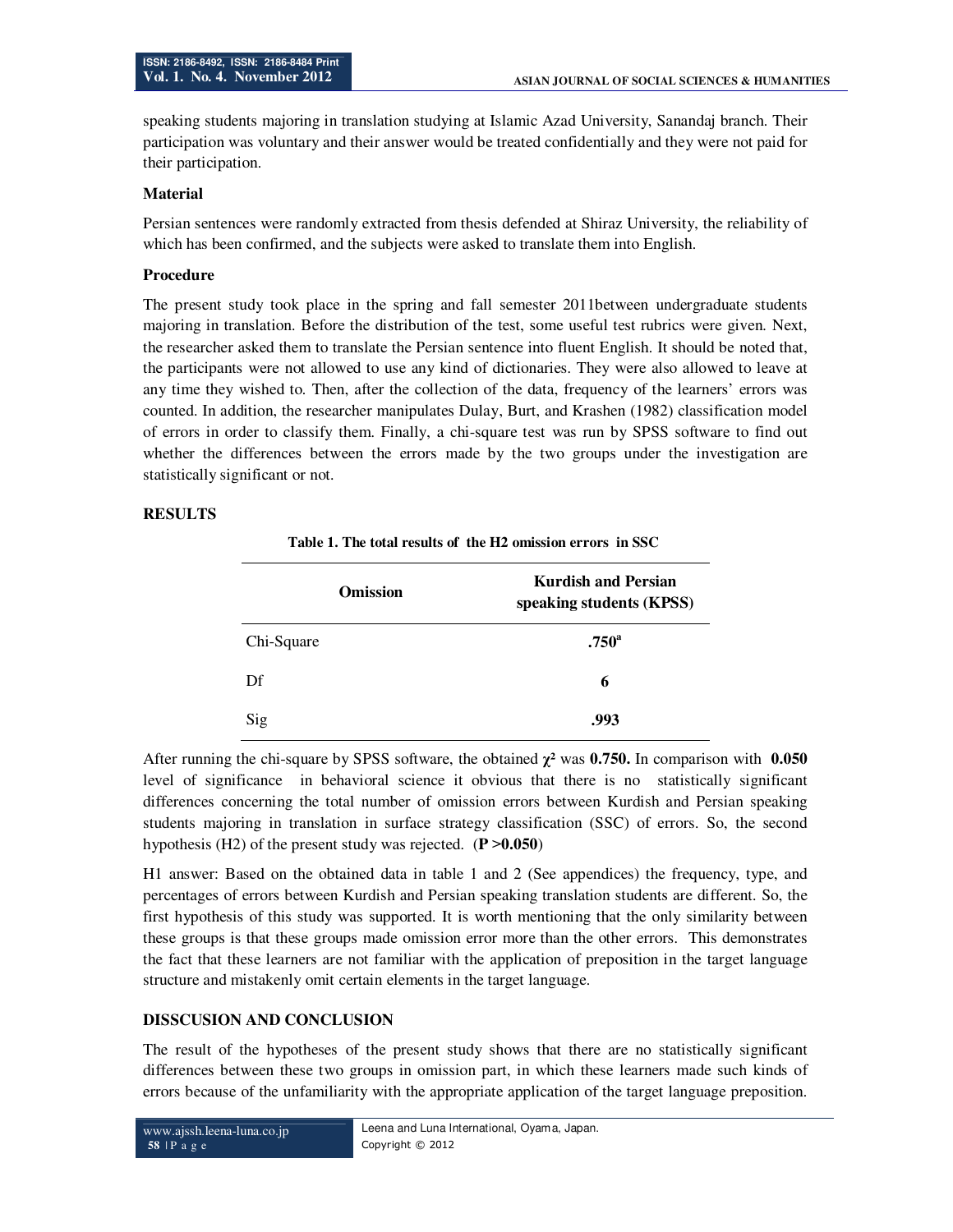speaking students majoring in translation studying at Islamic Azad University, Sanandaj branch. Their participation was voluntary and their answer would be treated confidentially and they were not paid for their participation.

### Material

Persian sentences were randomly extracted from thesis defended at Shiraz University, the reliability of which has been confirmed, and the subjects were asked to translate them into English.

### Procedure

The present study took place in the spring and fall semester 2011between undergraduate students majoring in translation. Before the distribution of the test, some useful test rubrics were given. Next, the researcher asked them to translate the Persian sentence into fluent English. It should be noted that, the participants were not allowed to use any kind of dictionaries. They were also allowed to leave at any time they wished to. Then, after the collection of the data, frequency of the learners' errors was counted. In addition, the researcher manipulates Dulay, Burt, and Krashen (1982) classification model of errors in order to classify them. Finally, a chi-square test was run by SPSS software to find out whether the differences between the errors made by the two groups under the investigation are statistically significant or not.

## RESULTS

**Table 1. The total results of the H2 omission errors in SSC**

| Omission | Kurdish and Persian speaking students (KPSS) |
|---|---|
| Chi-Square | **.750[a]** |
| Df | **6** |
| Sig | **.993** |

After running the chi-square by SPSS software, the obtained $\chi^2$ was **0.750.** In comparison with **0.050** level of significance in behavioral science it obvious that there is no statistically significant differences concerning the total number of omission errors between Kurdish and Persian speaking students majoring in translation in surface strategy classification (SSC) of errors. So, the second hypothesis (H2) of the present study was rejected. (**P >0.050**)

H1 answer: Based on the obtained data in table 1 and 2 (See appendices) the frequency, type, and percentages of errors between Kurdish and Persian speaking translation students are different. So, the first hypothesis of this study was supported. It is worth mentioning that the only similarity between these groups is that these groups made omission error more than the other errors. This demonstrates the fact that these learners are not familiar with the application of preposition in the target language structure and mistakenly omit certain elements in the target language.

## DISSCUSION AND CONCLUSION

The result of the hypotheses of the present study shows that there are no statistically significant differences between these two groups in omission part, in which these learners made such kinds of errors because of the unfamiliarity with the appropriate application of the target language preposition.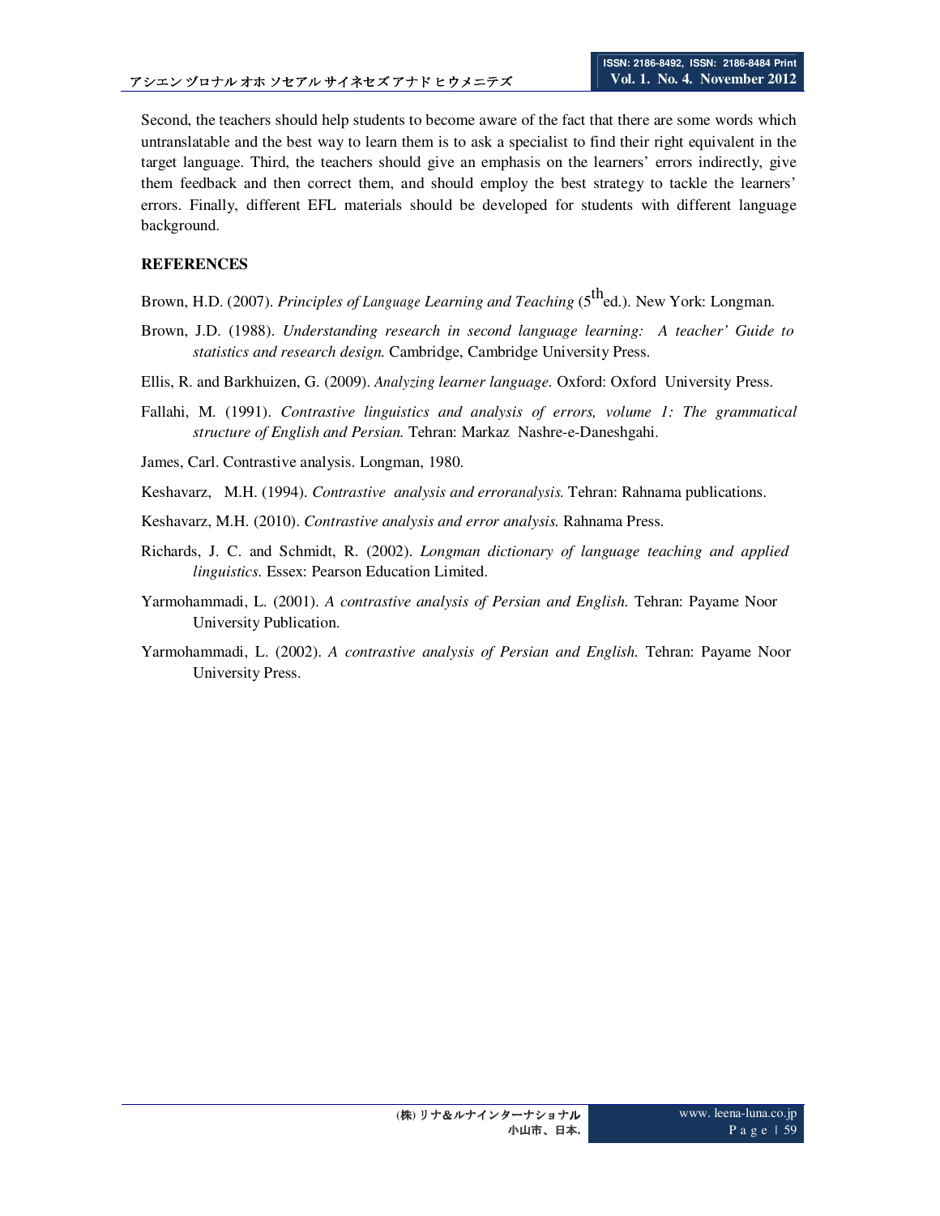Second, the teachers should help students to become aware of the fact that there are some words which untranslatable and the best way to learn them is to ask a specialist to find their right equivalent in the target language. Third, the teachers should give an emphasis on the learners' errors indirectly, give them feedback and then correct them, and should employ the best strategy to tackle the learners' errors. Finally, different EFL materials should be developed for students with different language background.

## REFERENCES

Brown, H.D. (2007). *Principles of Language Learning and Teaching* (5th ed.). New York: Longman.

Brown, J.D. (1988). *Understanding research in second language learning: A teacher' Guide to statistics and research design.* Cambridge, Cambridge University Press.

Ellis, R. and Barkhuizen, G. (2009). *Analyzing learner language.* Oxford: Oxford University Press.

Fallahi, M. (1991). *Contrastive linguistics and analysis of errors, volume 1: The grammatical structure of English and Persian.* Tehran: Markaz Nashre-e-Daneshgahi.

James, Carl. Contrastive analysis. Longman, 1980.

Keshavarz, M.H. (1994). *Contrastive analysis and erroranalysis.* Tehran: Rahnama publications.

Keshavarz, M.H. (2010). *Contrastive analysis and error analysis.* Rahnama Press.

Richards, J. C. and Schmidt, R. (2002). *Longman dictionary of language teaching and applied linguistics.* Essex: Pearson Education Limited.

Yarmohammadi, L. (2001). *A contrastive analysis of Persian and English.* Tehran: Payame Noor University Publication.

Yarmohammadi, L. (2002). *A contrastive analysis of Persian and English.* Tehran: Payame Noor University Press.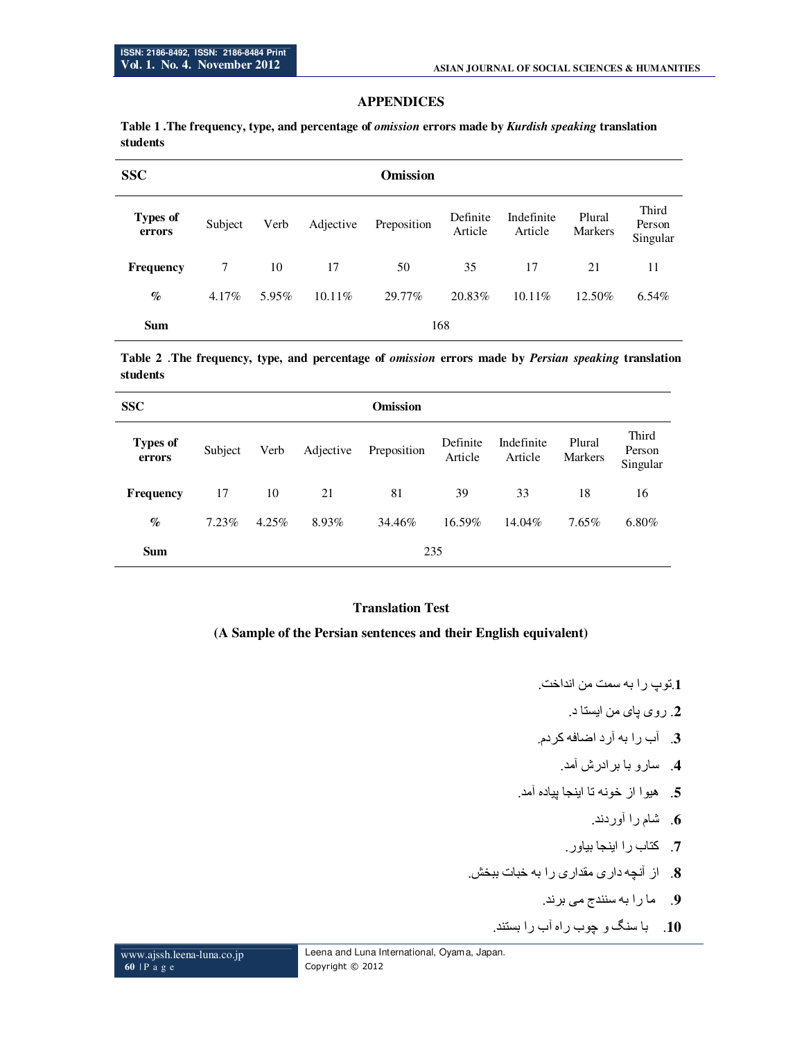## APPENDICES

**Table 1 .The frequency, type, and percentage of *omission* errors made by *Kurdish speaking* translation students**

| SSC | Omission | | | | | | | |
|---|---|---|---|---|---|---|---|---|
| **Types of errors** | Subject | Verb | Adjective | Preposition | Definite Article | Indefinite Article | Plural Markers | Third Person Singular |
| **Frequency** | 7 | 10 | 17 | 50 | 35 | 17 | 21 | 11 |
| **%** | 4.17% | 5.95% | 10.11% | 29.77% | 20.83% | 10.11% | 12.50% | 6.54% |
| **Sum** | 168 | | | | | | | |

**Table 2 .The frequency, type, and percentage of *omission* errors made by *Persian speaking* translation students**

| SSC | Omission | | | | | | | |
|---|---|---|---|---|---|---|---|---|
| **Types of errors** | Subject | Verb | Adjective | Preposition | Definite Article | Indefinite Article | Plural Markers | Third Person Singular |
| **Frequency** | 17 | 10 | 21 | 81 | 39 | 33 | 18 | 16 |
| **%** | 7.23% | 4.25% | 8.93% | 34.46% | 16.59% | 14.04% | 7.65% | 6.80% |
| **Sum** | 235 | | | | | | | |

### Translation Test

### (A Sample of the Persian sentences and their English equivalent)

**1.** توپ را به سمت من انداخت.

**2.** روی پای من ایستا د.

**3.** آب را به آرد اضافه کردم.

**4.** سارو با برادرش آمد.

**5.** هیوا از خونه تا اینجا پیاده آمد.

**6.** شام را آوردند.

**7.** کتاب را اینجا بیاور.

**8.** از آنچه داری مقداری را به خبات ببخش.

**9.** ما را به سنندج می برند.

**10.** با سنگ و چوب راه آب را بستند.